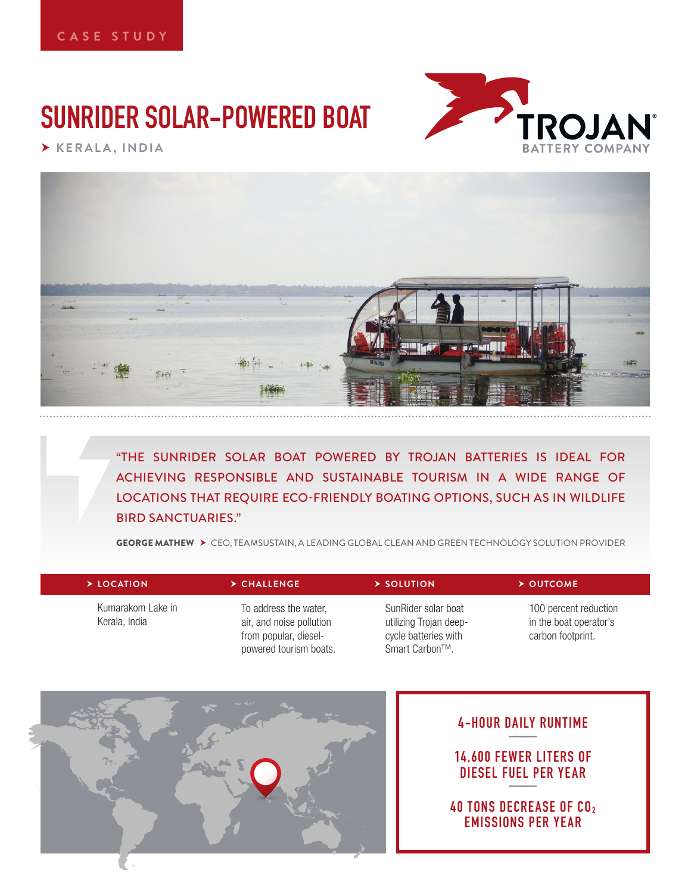CASE STUDY

# SUNRIDER SOLAR-POWERED BOAT

KERALA, INDIA

TROJAN BATTERY COMPANY

"THE SUNRIDER SOLAR BOAT POWERED BY TROJAN BATTERIES IS IDEAL FOR ACHIEVING RESPONSIBLE AND SUSTAINABLE TOURISM IN A WIDE RANGE OF LOCATIONS THAT REQUIRE ECO-FRIENDLY BOATING OPTIONS, SUCH AS IN WILDLIFE BIRD SANCTUARIES."

**GEORGE MATHEW** ➤ CEO, TEAMSUSTAIN, A LEADING GLOBAL CLEAN AND GREEN TECHNOLOGY SOLUTION PROVIDER

| LOCATION | CHALLENGE | SOLUTION | OUTCOME |
|---|---|---|---|
| Kumarakom Lake in Kerala, India | To address the water, air, and noise pollution from popular, diesel-powered tourism boats. | SunRider solar boat utilizing Trojan deep-cycle batteries with Smart Carbon™. | 100 percent reduction in the boat operator's carbon footprint. |

**4-HOUR DAILY RUNTIME**

**14,600 FEWER LITERS OF DIESEL FUEL PER YEAR**

**40 TONS DECREASE OF $CO_2$ EMISSIONS PER YEAR**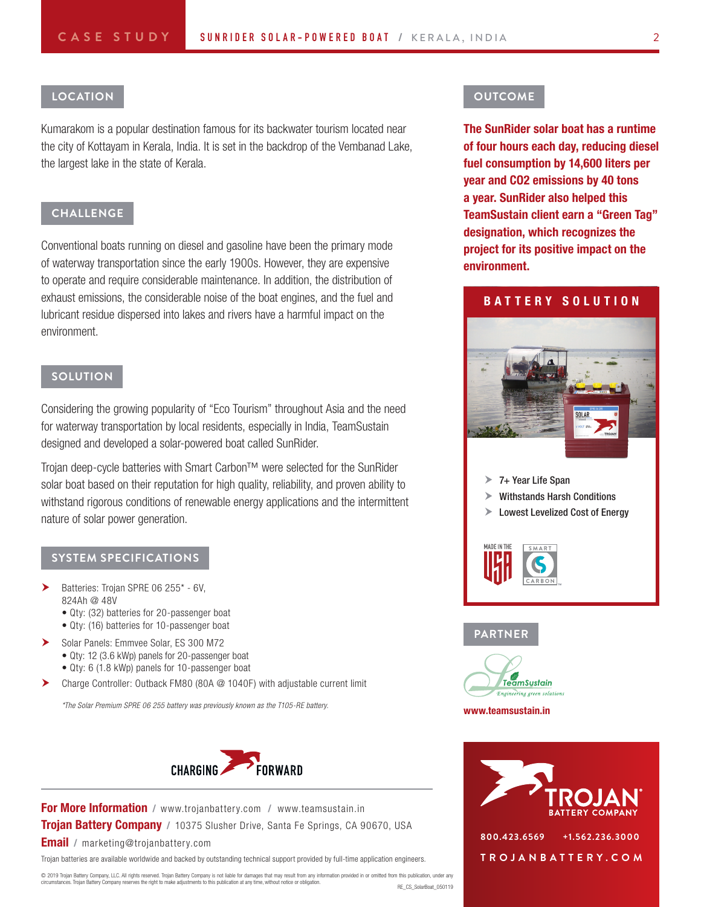## LOCATION

Kumarakom is a popular destination famous for its backwater tourism located near the city of Kottayam in Kerala, India. It is set in the backdrop of the Vembanad Lake, the largest lake in the state of Kerala.

## CHALLENGE

Conventional boats running on diesel and gasoline have been the primary mode of waterway transportation since the early 1900s. However, they are expensive to operate and require considerable maintenance. In addition, the distribution of exhaust emissions, the considerable noise of the boat engines, and the fuel and lubricant residue dispersed into lakes and rivers have a harmful impact on the environment.

## SOLUTION

Considering the growing popularity of "Eco Tourism" throughout Asia and the need for waterway transportation by local residents, especially in India, TeamSustain designed and developed a solar-powered boat called SunRider.

Trojan deep-cycle batteries with Smart Carbon™ were selected for the SunRider solar boat based on their reputation for high quality, reliability, and proven ability to withstand rigorous conditions of renewable energy applications and the intermittent nature of solar power generation.

## SYSTEM SPECIFICATIONS

- Batteries: Trojan SPRE 06 255* - 6V, 824Ah @ 48V
  - Qty: (32) batteries for 20-passenger boat
  - Qty: (16) batteries for 10-passenger boat
- Solar Panels: Emmvee Solar, ES 300 M72
  - Qty: 12 (3.6 kWp) panels for 20-passenger boat
  - Qty: 6 (1.8 kWp) panels for 10-passenger boat
- Charge Controller: Outback FM80 (80A @ 1040F) with adjustable current limit

*\*The Solar Premium SPRE 06 255 battery was previously known as the T105-RE battery.*

## OUTCOME

**The SunRider solar boat has a runtime of four hours each day, reducing diesel fuel consumption by 14,600 liters per year and $CO_2$ emissions by 40 tons a year. SunRider also helped this TeamSustain client earn a "Green Tag" designation, which recognizes the project for its positive impact on the environment.**

## BATTERY SOLUTION

- 7+ Year Life Span
- Withstands Harsh Conditions
- Lowest Levelized Cost of Energy

MADE IN THE USA

SMART CARBON™

## PARTNER

TeamSustain
Engineering green solutions

www.teamsustain.in

CHARGING FORWARD

**For More Information** / www.trojanbattery.com / www.teamsustain.in
**Trojan Battery Company** / 10375 Slusher Drive, Santa Fe Springs, CA 90670, USA
**Email** / marketing@trojanbattery.com

Trojan batteries are available worldwide and backed by outstanding technical support provided by full-time application engineers.

© 2019 Trojan Battery Company, LLC. All rights reserved. Trojan Battery Company is not liable for damages that may result from any information provided in or omitted from this publication, under any circumstances. Trojan Battery Company reserves the right to make adjustments to this publication at any time, without notice or obligation.

RE_CS_SolarBoat_050119

TROJAN BATTERY COMPANY

800.423.6569 +1.562.236.3000

TROJANBATTERY.COM